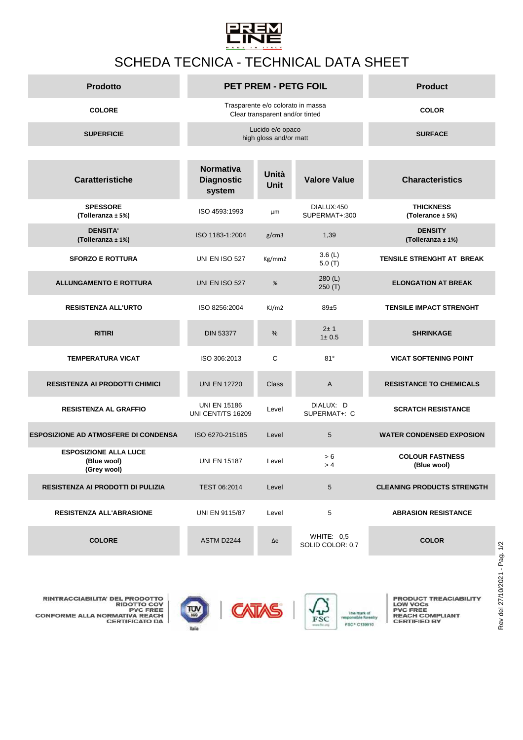PREM LINE

MADE IN ITALY

# SCHEDA TECNICA - TECHNICAL DATA SHEET

| Prodotto | PET PREM - PETG FOIL | Product |
|---|---|---|
| COLORE | Trasparente e/o colorato in massa<br>Clear transparent and/or tinted | COLOR |
| SUPERFICIE | Lucido e/o opaco<br>high gloss and/or matt | SURFACE |

| Caratteristiche | Normativa Diagnostic system | Unità Unit | Valore Value | Characteristics |
|---|---|---|---|---|
| SPESSORE (Tolleranza ± 5%) | ISO 4593:1993 | µm | DIALUX:450<br>SUPERMAT+:300 | THICKNESS (Tolerance ± 5%) |
| DENSITA' (Tolleranza ± 1%) | ISO 1183-1:2004 | g/cm3 | 1,39 | DENSITY (Tolleranza ± 1%) |
| SFORZO E ROTTURA | UNI EN ISO 527 | Kg/mm2 | 3.6 (L)<br>5.0 (T) | TENSILE STRENGHT AT BREAK |
| ALLUNGAMENTO E ROTTURA | UNI EN ISO 527 | % | 280 (L)<br>250 (T) | ELONGATION AT BREAK |
| RESISTENZA ALL'URTO | ISO 8256:2004 | KJ/m2 | 89±5 | TENSILE IMPACT STRENGHT |
| RITIRI | DIN 53377 | % | 2± 1<br>1± 0.5 | SHRINKAGE |
| TEMPERATURA VICAT | ISO 306:2013 | C | 81° | VICAT SOFTENING POINT |
| RESISTENZA AI PRODOTTI CHIMICI | UNI EN 12720 | Class | A | RESISTANCE TO CHEMICALS |
| RESISTENZA AL GRAFFIO | UNI EN 15186<br>UNI CENT/TS 16209 | Level | DIALUX: D<br>SUPERMAT+: C | SCRATCH RESISTANCE |
| ESPOSIZIONE AD ATMOSFERE DI CONDENSA | ISO 6270-215185 | Level | 5 | WATER CONDENSED EXPOSION |
| ESPOSIZIONE ALLA LUCE (Blue wool) (Grey wool) | UNI EN 15187 | Level | > 6<br>> 4 | COLOUR FASTNESS (Blue wool) |
| RESISTENZA AI PRODOTTI DI PULIZIA | TEST 06:2014 | Level | 5 | CLEANING PRODUCTS STRENGTH |
| RESISTENZA ALL'ABRASIONE | UNI EN 9115/87 | Level | 5 | ABRASION RESISTANCE |
| COLORE | ASTM D2244 | Δe | WHITE: 0,5<br>SOLID COLOR: 0,7 | COLOR |

RINTRACCIABILITA' DEL PRODOTTO
RIDOTTO COV
PVC FREE
CONFORME ALLA NORMATIVA REACH
CERTIFICATO DA

TÜV SÜD Italia | CATAS | FSC — The mark of responsible forestry — FSC® C139910

PRODUCT TREACIABILITY
LOW VOCs
PVC FREE
REACH COMPLIANT
CERTIFIED BY

Rev del 27/10/2021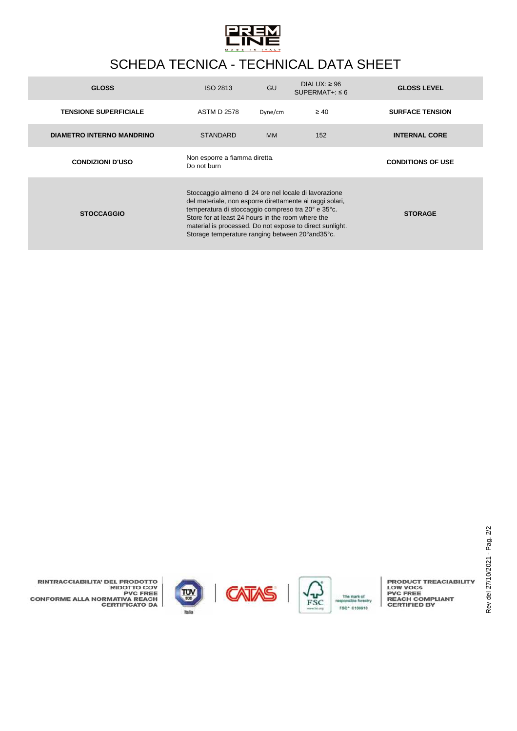# SCHEDA TECNICA - TECHNICAL DATA SHEET

| | | | | |
|---|---|---|---|---|
| **GLOSS** | ISO 2813 | GU | DIALUX: ≥ 96<br>SUPERMAT+: ≤ 6 | **GLOSS LEVEL** |
| **TENSIONE SUPERFICIALE** | ASTM D 2578 | Dyne/cm | ≥ 40 | **SURFACE TENSION** |
| **DIAMETRO INTERNO MANDRINO** | STANDARD | MM | 152 | **INTERNAL CORE** |
| **CONDIZIONI D'USO** | Non esporre a fiamma diretta.<br>Do not burn | | | **CONDITIONS OF USE** |
| **STOCCAGGIO** | Stoccaggio almeno di 24 ore nel locale di lavorazione del materiale, non esporre direttamente ai raggi solari, temperatura di stoccaggio compreso tra 20° e 35°c.<br>Store for at least 24 hours in the room where the material is processed. Do not expose to direct sunlight. Storage temperature ranging between 20°and35°c. | | | **STORAGE** |

RINTRACCIABILITA' DEL PRODOTTO
RIDOTTO COV
PVC FREE
CONFORME ALLA NORMATIVA REACH
CERTIFICATO DA

TÜV SÜD Italia | CATAS | FSC The mark of responsible forestry FSC® C139910

PRODUCT TREACIABILITY
LOW VOCs
PVC FREE
REACH COMPLIANT
CERTIFIED BY

Rev del 27/10/2021